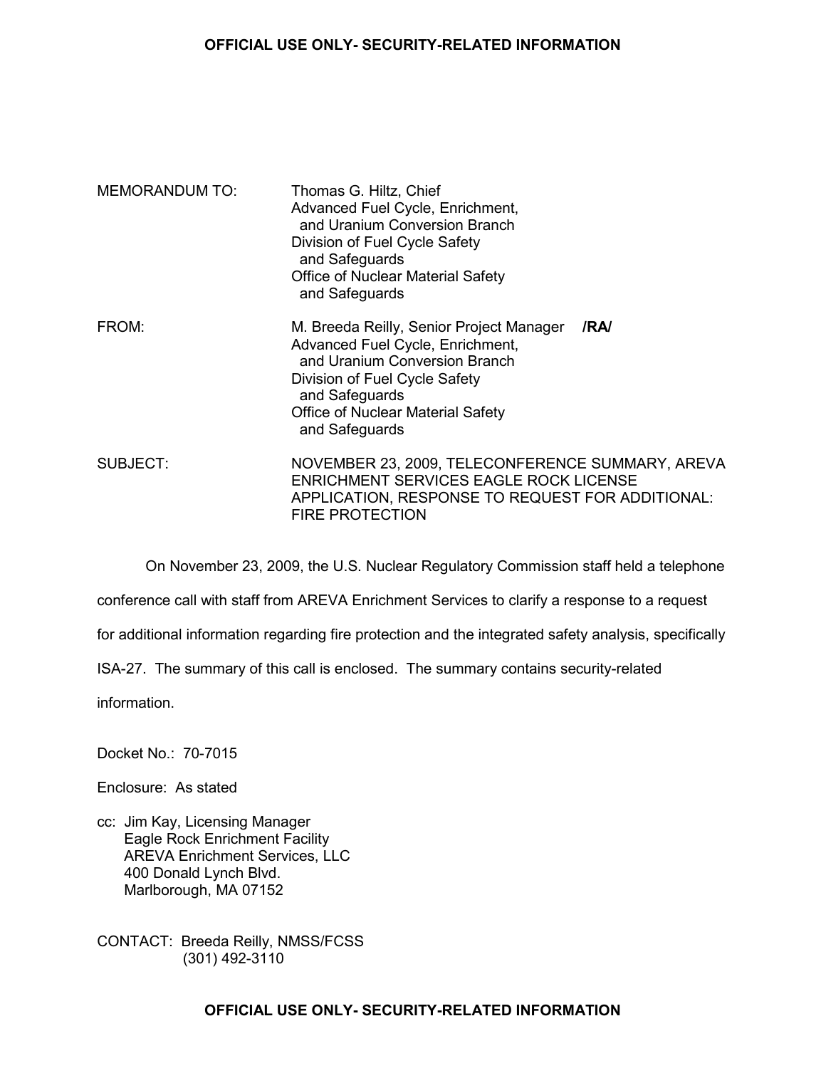**OFFICIAL USE ONLY- SECURITY-RELATED INFORMATION**

MEMORANDUM TO: Thomas G. Hiltz, Chief
Advanced Fuel Cycle, Enrichment, and Uranium Conversion Branch
Division of Fuel Cycle Safety and Safeguards
Office of Nuclear Material Safety and Safeguards

FROM: M. Breeda Reilly, Senior Project Manager **/RA/**
Advanced Fuel Cycle, Enrichment, and Uranium Conversion Branch
Division of Fuel Cycle Safety and Safeguards
Office of Nuclear Material Safety and Safeguards

SUBJECT: NOVEMBER 23, 2009, TELECONFERENCE SUMMARY, AREVA ENRICHMENT SERVICES EAGLE ROCK LICENSE APPLICATION, RESPONSE TO REQUEST FOR ADDITIONAL: FIRE PROTECTION

On November 23, 2009, the U.S. Nuclear Regulatory Commission staff held a telephone conference call with staff from AREVA Enrichment Services to clarify a response to a request for additional information regarding fire protection and the integrated safety analysis, specifically ISA-27. The summary of this call is enclosed. The summary contains security-related information.

Docket No.: 70-7015

Enclosure: As stated

cc: Jim Kay, Licensing Manager
Eagle Rock Enrichment Facility
AREVA Enrichment Services, LLC
400 Donald Lynch Blvd.
Marlborough, MA 07152

CONTACT: Breeda Reilly, NMSS/FCSS
(301) 492-3110

**OFFICIAL USE ONLY- SECURITY-RELATED INFORMATION**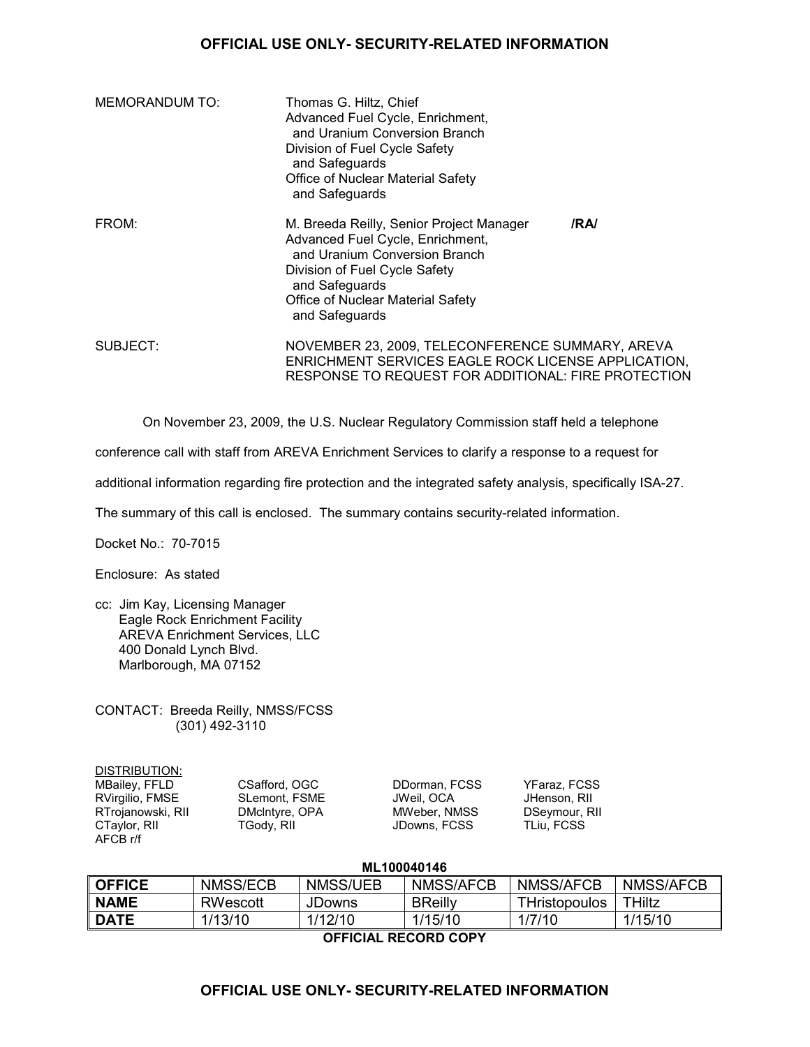**OFFICIAL USE ONLY- SECURITY-RELATED INFORMATION**

MEMORANDUM TO: Thomas G. Hiltz, Chief
Advanced Fuel Cycle, Enrichment, and Uranium Conversion Branch
Division of Fuel Cycle Safety and Safeguards
Office of Nuclear Material Safety and Safeguards

FROM: M. Breeda Reilly, Senior Project Manager **/RA/**
Advanced Fuel Cycle, Enrichment, and Uranium Conversion Branch
Division of Fuel Cycle Safety and Safeguards
Office of Nuclear Material Safety and Safeguards

SUBJECT: NOVEMBER 23, 2009, TELECONFERENCE SUMMARY, AREVA ENRICHMENT SERVICES EAGLE ROCK LICENSE APPLICATION, RESPONSE TO REQUEST FOR ADDITIONAL: FIRE PROTECTION

On November 23, 2009, the U.S. Nuclear Regulatory Commission staff held a telephone conference call with staff from AREVA Enrichment Services to clarify a response to a request for additional information regarding fire protection and the integrated safety analysis, specifically ISA-27. The summary of this call is enclosed. The summary contains security-related information.

Docket No.: 70-7015

Enclosure: As stated

cc: Jim Kay, Licensing Manager
Eagle Rock Enrichment Facility
AREVA Enrichment Services, LLC
400 Donald Lynch Blvd.
Marlborough, MA 07152

CONTACT: Breeda Reilly, NMSS/FCSS
(301) 492-3110

DISTRIBUTION:

| | | | |
|---|---|---|---|
| MBailey, FFLD | CSafford, OGC | DDorman, FCSS | YFaraz, FCSS |
| RVirgilio, FMSE | SLemont, FSME | JWeil, OCA | JHenson, RII |
| RTrojanowski, RII | DMcIntyre, OPA | MWeber, NMSS | DSeymour, RII |
| CTaylor, RII | TGody, RII | JDowns, FCSS | TLiu, FCSS |
| AFCB r/f | | | |

**ML100040146**

| **OFFICE** | NMSS/ECB | NMSS/UEB | NMSS/AFCB | NMSS/AFCB | NMSS/AFCB |
|---|---|---|---|---|---|
| **NAME** | RWescott | JDowns | BReilly | THristopoulos | THiltz |
| **DATE** | 1/13/10 | 1/12/10 | 1/15/10 | 1/7/10 | 1/15/10 |

**OFFICIAL RECORD COPY**

**OFFICIAL USE ONLY- SECURITY-RELATED INFORMATION**